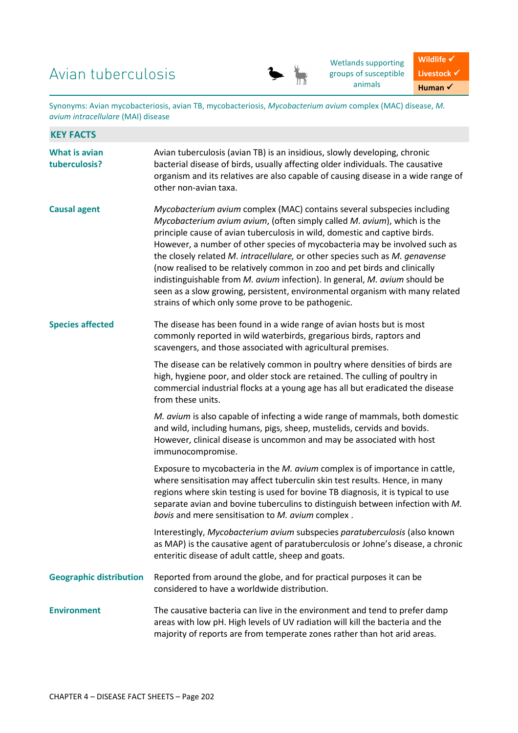# Avian tuberculosis

Wetlands supporting groups of susceptible animals

**Wildlife ✓**
**Livestock ✓**
**Human ✓**

Synonyms: Avian mycobacteriosis, avian TB, mycobacteriosis, *Mycobacterium avium* complex (MAC) disease, *M. avium intracellulare* (MAI) disease

## KEY FACTS

| | |
|---|---|
| **What is avian tuberculosis?** | Avian tuberculosis (avian TB) is an insidious, slowly developing, chronic bacterial disease of birds, usually affecting older individuals. The causative organism and its relatives are also capable of causing disease in a wide range of other non-avian taxa. |
| **Causal agent** | *Mycobacterium avium* complex (MAC) contains several subspecies including *Mycobacterium avium avium*, (often simply called *M. avium*), which is the principle cause of avian tuberculosis in wild, domestic and captive birds. However, a number of other species of mycobacteria may be involved such as the closely related *M. intracellulare,* or other species such as *M. genavense* (now realised to be relatively common in zoo and pet birds and clinically indistinguishable from *M. avium* infection). In general, *M. avium* should be seen as a slow growing, persistent, environmental organism with many related strains of which only some prove to be pathogenic. |
| **Species affected** | The disease has been found in a wide range of avian hosts but is most commonly reported in wild waterbirds, gregarious birds, raptors and scavengers, and those associated with agricultural premises.<br><br>The disease can be relatively common in poultry where densities of birds are high, hygiene poor, and older stock are retained. The culling of poultry in commercial industrial flocks at a young age has all but eradicated the disease from these units.<br><br>*M. avium* is also capable of infecting a wide range of mammals, both domestic and wild, including humans, pigs, sheep, mustelids, cervids and bovids. However, clinical disease is uncommon and may be associated with host immunocompromise.<br><br>Exposure to mycobacteria in the *M. avium* complex is of importance in cattle, where sensitisation may affect tuberculin skin test results. Hence, in many regions where skin testing is used for bovine TB diagnosis, it is typical to use separate avian and bovine tuberculins to distinguish between infection with *M. bovis* and mere sensitisation to *M. avium* complex .<br><br>Interestingly, *Mycobacterium avium* subspecies *paratuberculosis* (also known as MAP) is the causative agent of paratuberculosis or Johne's disease, a chronic enteritic disease of adult cattle, sheep and goats. |
| **Geographic distribution** | Reported from around the globe, and for practical purposes it can be considered to have a worldwide distribution. |
| **Environment** | The causative bacteria can live in the environment and tend to prefer damp areas with low pH. High levels of UV radiation will kill the bacteria and the majority of reports are from temperate zones rather than hot arid areas. |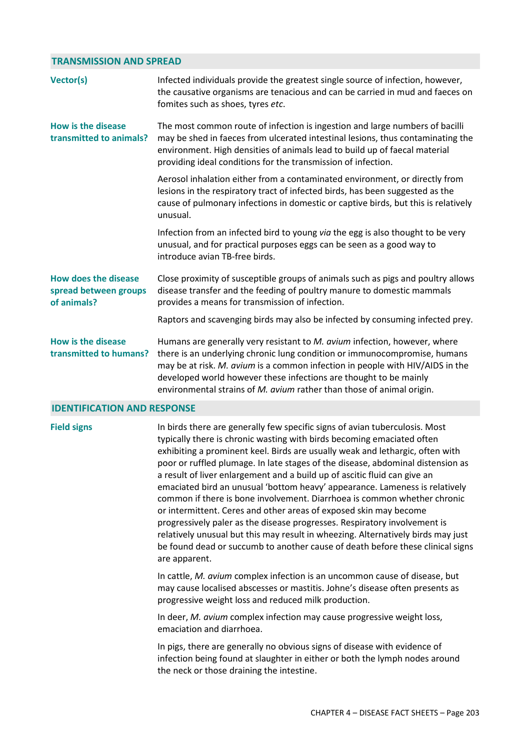## TRANSMISSION AND SPREAD

**Vector(s)**

Infected individuals provide the greatest single source of infection, however, the causative organisms are tenacious and can be carried in mud and faeces on fomites such as shoes, tyres *etc*.

**How is the disease transmitted to animals?**

The most common route of infection is ingestion and large numbers of bacilli may be shed in faeces from ulcerated intestinal lesions, thus contaminating the environment. High densities of animals lead to build up of faecal material providing ideal conditions for the transmission of infection.

Aerosol inhalation either from a contaminated environment, or directly from lesions in the respiratory tract of infected birds, has been suggested as the cause of pulmonary infections in domestic or captive birds, but this is relatively unusual.

Infection from an infected bird to young *via* the egg is also thought to be very unusual, and for practical purposes eggs can be seen as a good way to introduce avian TB-free birds.

**How does the disease spread between groups of animals?**

Close proximity of susceptible groups of animals such as pigs and poultry allows disease transfer and the feeding of poultry manure to domestic mammals provides a means for transmission of infection.

Raptors and scavenging birds may also be infected by consuming infected prey.

**How is the disease transmitted to humans?**

Humans are generally very resistant to *M. avium* infection, however, where there is an underlying chronic lung condition or immunocompromise, humans may be at risk. *M. avium* is a common infection in people with HIV/AIDS in the developed world however these infections are thought to be mainly environmental strains of *M. avium* rather than those of animal origin.

## IDENTIFICATION AND RESPONSE

**Field signs**

In birds there are generally few specific signs of avian tuberculosis. Most typically there is chronic wasting with birds becoming emaciated often exhibiting a prominent keel. Birds are usually weak and lethargic, often with poor or ruffled plumage. In late stages of the disease, abdominal distension as a result of liver enlargement and a build up of ascitic fluid can give an emaciated bird an unusual 'bottom heavy' appearance. Lameness is relatively common if there is bone involvement. Diarrhoea is common whether chronic or intermittent. Ceres and other areas of exposed skin may become progressively paler as the disease progresses. Respiratory involvement is relatively unusual but this may result in wheezing. Alternatively birds may just be found dead or succumb to another cause of death before these clinical signs are apparent.

In cattle, *M. avium* complex infection is an uncommon cause of disease, but may cause localised abscesses or mastitis. Johne's disease often presents as progressive weight loss and reduced milk production.

In deer, *M. avium* complex infection may cause progressive weight loss, emaciation and diarrhoea.

In pigs, there are generally no obvious signs of disease with evidence of infection being found at slaughter in either or both the lymph nodes around the neck or those draining the intestine.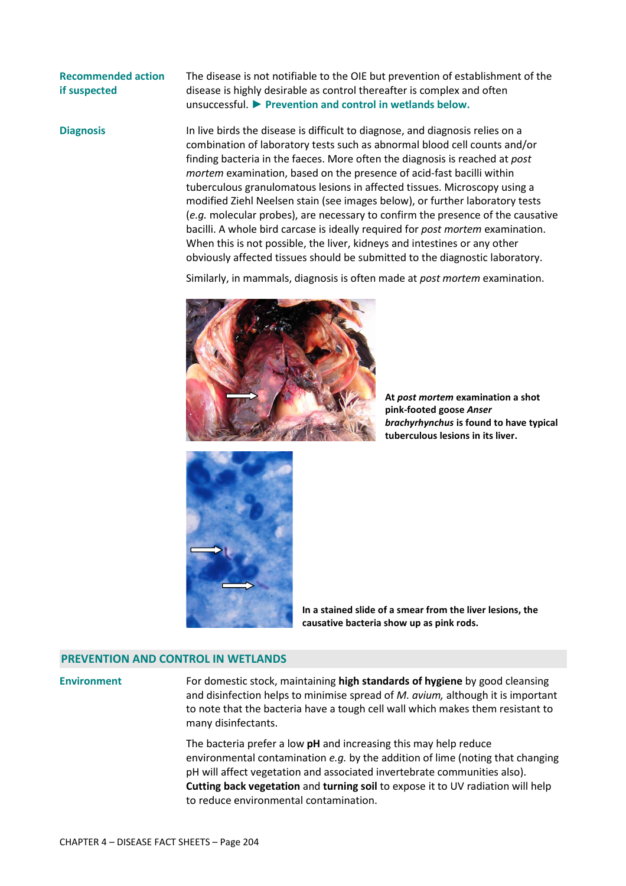**Recommended action if suspected**

The disease is not notifiable to the OIE but prevention of establishment of the disease is highly desirable as control thereafter is complex and often unsuccessful. ► **Prevention and control in wetlands below.**

**Diagnosis**

In live birds the disease is difficult to diagnose, and diagnosis relies on a combination of laboratory tests such as abnormal blood cell counts and/or finding bacteria in the faeces. More often the diagnosis is reached at *post mortem* examination, based on the presence of acid-fast bacilli within tuberculous granulomatous lesions in affected tissues. Microscopy using a modified Ziehl Neelsen stain (see images below), or further laboratory tests (*e.g.* molecular probes), are necessary to confirm the presence of the causative bacilli. A whole bird carcase is ideally required for *post mortem* examination. When this is not possible, the liver, kidneys and intestines or any other obviously affected tissues should be submitted to the diagnostic laboratory.

Similarly, in mammals, diagnosis is often made at *post mortem* examination.

**At *post mortem* examination a shot pink-footed goose *Anser brachyrhynchus* is found to have typical tuberculous lesions in its liver.**

**In a stained slide of a smear from the liver lesions, the causative bacteria show up as pink rods.**

## PREVENTION AND CONTROL IN WETLANDS

**Environment**

For domestic stock, maintaining **high standards of hygiene** by good cleansing and disinfection helps to minimise spread of *M. avium,* although it is important to note that the bacteria have a tough cell wall which makes them resistant to many disinfectants.

The bacteria prefer a low **pH** and increasing this may help reduce environmental contamination *e.g.* by the addition of lime (noting that changing pH will affect vegetation and associated invertebrate communities also). **Cutting back vegetation** and **turning soil** to expose it to UV radiation will help to reduce environmental contamination.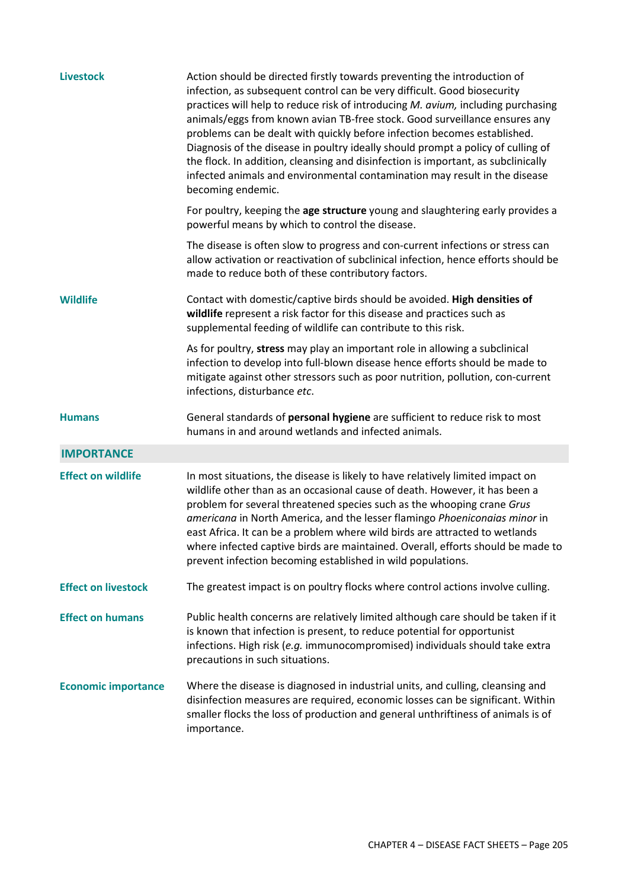**Livestock**

Action should be directed firstly towards preventing the introduction of infection, as subsequent control can be very difficult. Good biosecurity practices will help to reduce risk of introducing *M. avium,* including purchasing animals/eggs from known avian TB-free stock. Good surveillance ensures any problems can be dealt with quickly before infection becomes established. Diagnosis of the disease in poultry ideally should prompt a policy of culling of the flock. In addition, cleansing and disinfection is important, as subclinically infected animals and environmental contamination may result in the disease becoming endemic.

For poultry, keeping the **age structure** young and slaughtering early provides a powerful means by which to control the disease.

The disease is often slow to progress and con-current infections or stress can allow activation or reactivation of subclinical infection, hence efforts should be made to reduce both of these contributory factors.

**Wildlife**

Contact with domestic/captive birds should be avoided. **High densities of wildlife** represent a risk factor for this disease and practices such as supplemental feeding of wildlife can contribute to this risk.

As for poultry, **stress** may play an important role in allowing a subclinical infection to develop into full-blown disease hence efforts should be made to mitigate against other stressors such as poor nutrition, pollution, con-current infections, disturbance *etc*.

**Humans**

General standards of **personal hygiene** are sufficient to reduce risk to most humans in and around wetlands and infected animals.

## IMPORTANCE

**Effect on wildlife**

In most situations, the disease is likely to have relatively limited impact on wildlife other than as an occasional cause of death. However, it has been a problem for several threatened species such as the whooping crane *Grus americana* in North America, and the lesser flamingo *Phoeniconaias minor* in east Africa. It can be a problem where wild birds are attracted to wetlands where infected captive birds are maintained. Overall, efforts should be made to prevent infection becoming established in wild populations.

**Effect on livestock**

The greatest impact is on poultry flocks where control actions involve culling.

**Effect on humans**

Public health concerns are relatively limited although care should be taken if it is known that infection is present, to reduce potential for opportunist infections. High risk (*e.g.* immunocompromised) individuals should take extra precautions in such situations.

**Economic importance**

Where the disease is diagnosed in industrial units, and culling, cleansing and disinfection measures are required, economic losses can be significant. Within smaller flocks the loss of production and general unthriftiness of animals is of importance.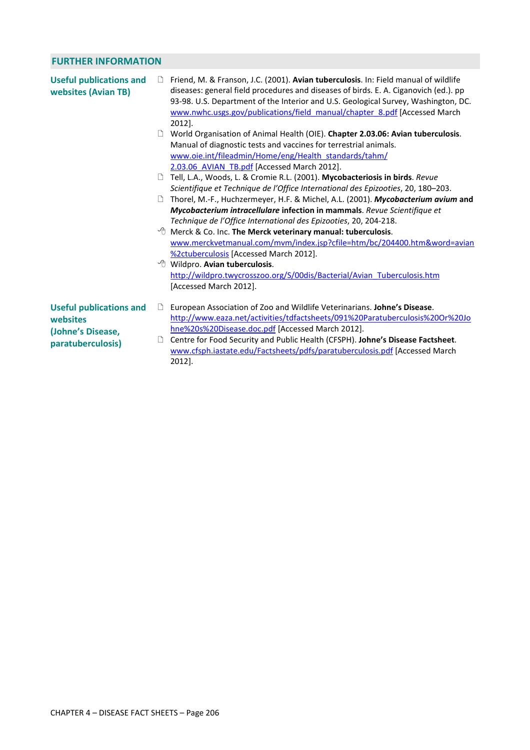## FURTHER INFORMATION

**Useful publications and websites (Avian TB)**

- Friend, M. & Franson, J.C. (2001). **Avian tuberculosis**. In: Field manual of wildlife diseases: general field procedures and diseases of birds. E. A. Ciganovich (ed.). pp 93-98. U.S. Department of the Interior and U.S. Geological Survey, Washington, DC. www.nwhc.usgs.gov/publications/field_manual/chapter_8.pdf [Accessed March 2012].
- World Organisation of Animal Health (OIE). **Chapter 2.03.06: Avian tuberculosis**. Manual of diagnostic tests and vaccines for terrestrial animals. www.oie.int/fileadmin/Home/eng/Health_standards/tahm/2.03.06_AVIAN_TB.pdf [Accessed March 2012].
- Tell, L.A., Woods, L. & Cromie R.L. (2001). **Mycobacteriosis in birds**. *Revue Scientifique et Technique de l'Office International des Epizooties*, 20, 180–203.
- Thorel, M.-F., Huchzermeyer, H.F. & Michel, A.L. (2001). ***Mycobacterium avium*** **and** ***Mycobacterium intracellulare*** **infection in mammals**. *Revue Scientifique et Technique de l'Office International des Epizooties*, 20, 204-218.
- Merck & Co. Inc. **The Merck veterinary manual: tuberculosis**. www.merckvetmanual.com/mvm/index.jsp?cfile=htm/bc/204400.htm&word=avian%2ctuberculosis [Accessed March 2012].
- Wildpro. **Avian tuberculosis**. http://wildpro.twycrosszoo.org/S/00dis/Bacterial/Avian_Tuberculosis.htm [Accessed March 2012].

**Useful publications and websites (Johne's Disease, paratuberculosis)**

- European Association of Zoo and Wildlife Veterinarians. **Johne's Disease**. http://www.eaza.net/activities/tdfactsheets/091%20Paratuberculosis%20Or%20Johne%20s%20Disease.doc.pdf [Accessed March 2012].
- Centre for Food Security and Public Health (CFSPH). **Johne's Disease Factsheet**. www.cfsph.iastate.edu/Factsheets/pdfs/paratuberculosis.pdf [Accessed March 2012].